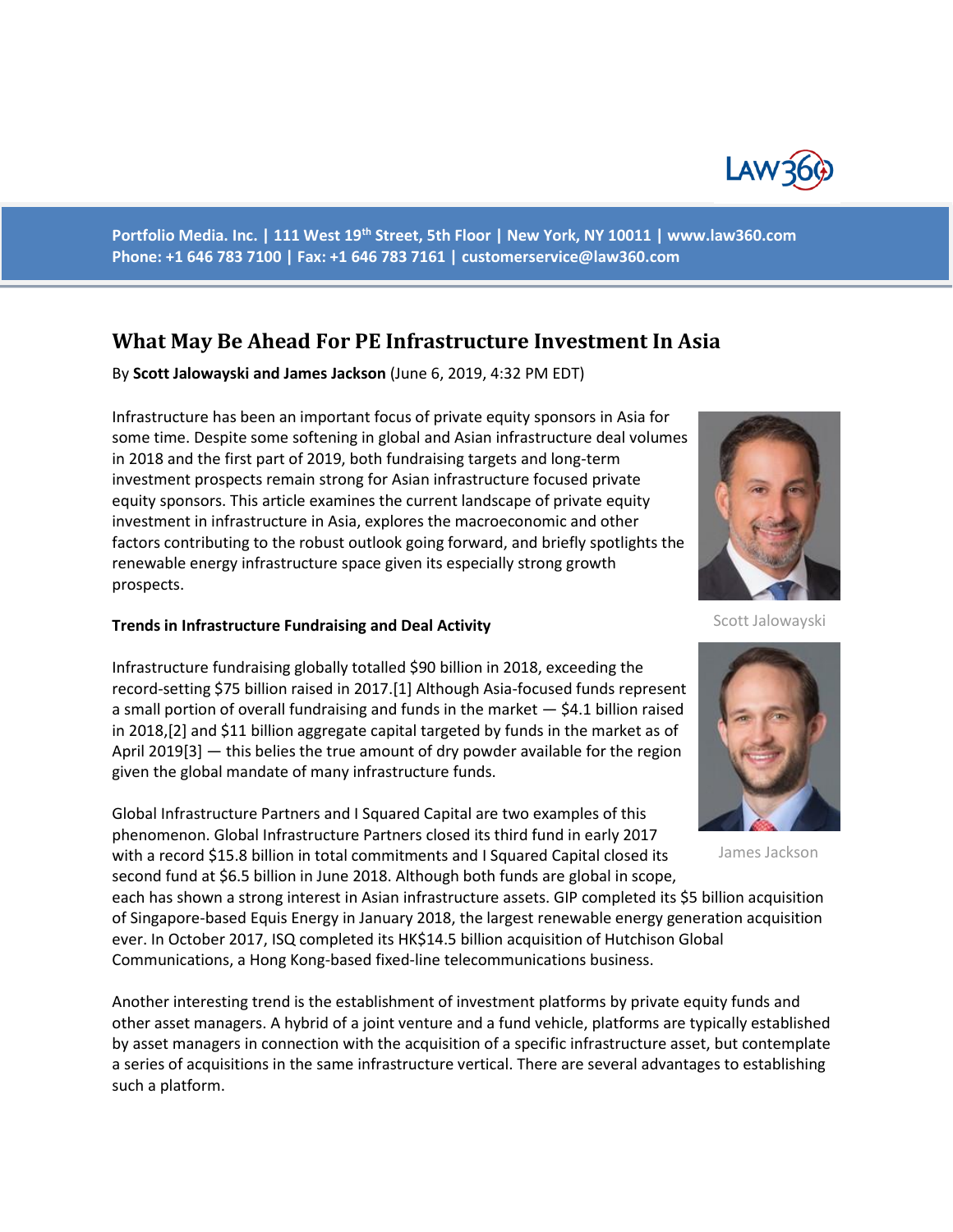# What May Be Ahead For PE Infrastructure Investment In Asia

By **Scott Jalowayski and James Jackson** (June 6, 2019, 4:32 PM EDT)

Infrastructure has been an important focus of private equity sponsors in Asia for some time. Despite some softening in global and Asian infrastructure deal volumes in 2018 and the first part of 2019, both fundraising targets and long-term investment prospects remain strong for Asian infrastructure focused private equity sponsors. This article examines the current landscape of private equity investment in infrastructure in Asia, explores the macroeconomic and other factors contributing to the robust outlook going forward, and briefly spotlights the renewable energy infrastructure space given its especially strong growth prospects.

Scott Jalowayski

James Jackson

**Trends in Infrastructure Fundraising and Deal Activity**

Infrastructure fundraising globally totalled $90 billion in 2018, exceeding the record-setting $75 billion raised in 2017.[1] Although Asia-focused funds represent a small portion of overall fundraising and funds in the market — $4.1 billion raised in 2018,[2] and $11 billion aggregate capital targeted by funds in the market as of April 2019[3] — this belies the true amount of dry powder available for the region given the global mandate of many infrastructure funds.

Global Infrastructure Partners and I Squared Capital are two examples of this phenomenon. Global Infrastructure Partners closed its third fund in early 2017 with a record $15.8 billion in total commitments and I Squared Capital closed its second fund at $6.5 billion in June 2018. Although both funds are global in scope, each has shown a strong interest in Asian infrastructure assets. GIP completed its $5 billion acquisition of Singapore-based Equis Energy in January 2018, the largest renewable energy generation acquisition ever. In October 2017, ISQ completed its HK$14.5 billion acquisition of Hutchison Global Communications, a Hong Kong-based fixed-line telecommunications business.

Another interesting trend is the establishment of investment platforms by private equity funds and other asset managers. A hybrid of a joint venture and a fund vehicle, platforms are typically established by asset managers in connection with the acquisition of a specific infrastructure asset, but contemplate a series of acquisitions in the same infrastructure vertical. There are several advantages to establishing such a platform.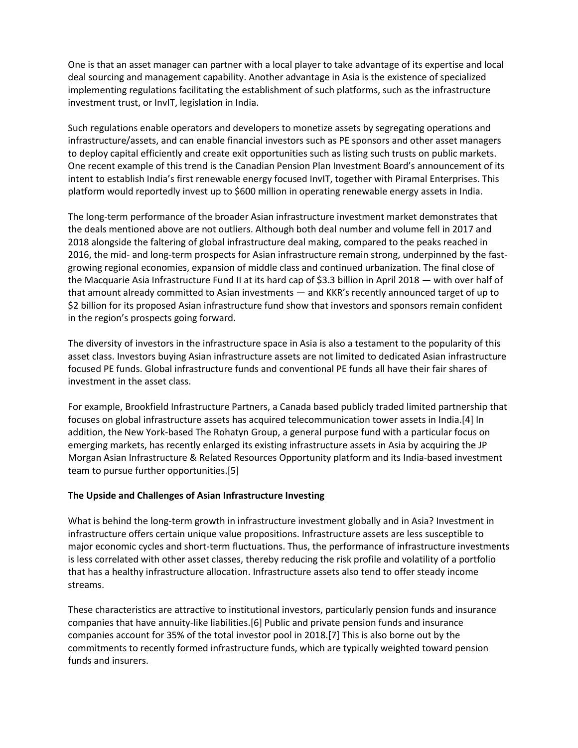One is that an asset manager can partner with a local player to take advantage of its expertise and local deal sourcing and management capability. Another advantage in Asia is the existence of specialized implementing regulations facilitating the establishment of such platforms, such as the infrastructure investment trust, or InvIT, legislation in India.

Such regulations enable operators and developers to monetize assets by segregating operations and infrastructure/assets, and can enable financial investors such as PE sponsors and other asset managers to deploy capital efficiently and create exit opportunities such as listing such trusts on public markets. One recent example of this trend is the Canadian Pension Plan Investment Board's announcement of its intent to establish India's first renewable energy focused InvIT, together with Piramal Enterprises. This platform would reportedly invest up to $600 million in operating renewable energy assets in India.

The long-term performance of the broader Asian infrastructure investment market demonstrates that the deals mentioned above are not outliers. Although both deal number and volume fell in 2017 and 2018 alongside the faltering of global infrastructure deal making, compared to the peaks reached in 2016, the mid- and long-term prospects for Asian infrastructure remain strong, underpinned by the fast-growing regional economies, expansion of middle class and continued urbanization. The final close of the Macquarie Asia Infrastructure Fund II at its hard cap of $3.3 billion in April 2018 — with over half of that amount already committed to Asian investments — and KKR's recently announced target of up to $2 billion for its proposed Asian infrastructure fund show that investors and sponsors remain confident in the region's prospects going forward.

The diversity of investors in the infrastructure space in Asia is also a testament to the popularity of this asset class. Investors buying Asian infrastructure assets are not limited to dedicated Asian infrastructure focused PE funds. Global infrastructure funds and conventional PE funds all have their fair shares of investment in the asset class.

For example, Brookfield Infrastructure Partners, a Canada based publicly traded limited partnership that focuses on global infrastructure assets has acquired telecommunication tower assets in India.[4] In addition, the New York-based The Rohatyn Group, a general purpose fund with a particular focus on emerging markets, has recently enlarged its existing infrastructure assets in Asia by acquiring the JP Morgan Asian Infrastructure & Related Resources Opportunity platform and its India-based investment team to pursue further opportunities.[5]

**The Upside and Challenges of Asian Infrastructure Investing**

What is behind the long-term growth in infrastructure investment globally and in Asia? Investment in infrastructure offers certain unique value propositions. Infrastructure assets are less susceptible to major economic cycles and short-term fluctuations. Thus, the performance of infrastructure investments is less correlated with other asset classes, thereby reducing the risk profile and volatility of a portfolio that has a healthy infrastructure allocation. Infrastructure assets also tend to offer steady income streams.

These characteristics are attractive to institutional investors, particularly pension funds and insurance companies that have annuity-like liabilities.[6] Public and private pension funds and insurance companies account for 35% of the total investor pool in 2018.[7] This is also borne out by the commitments to recently formed infrastructure funds, which are typically weighted toward pension funds and insurers.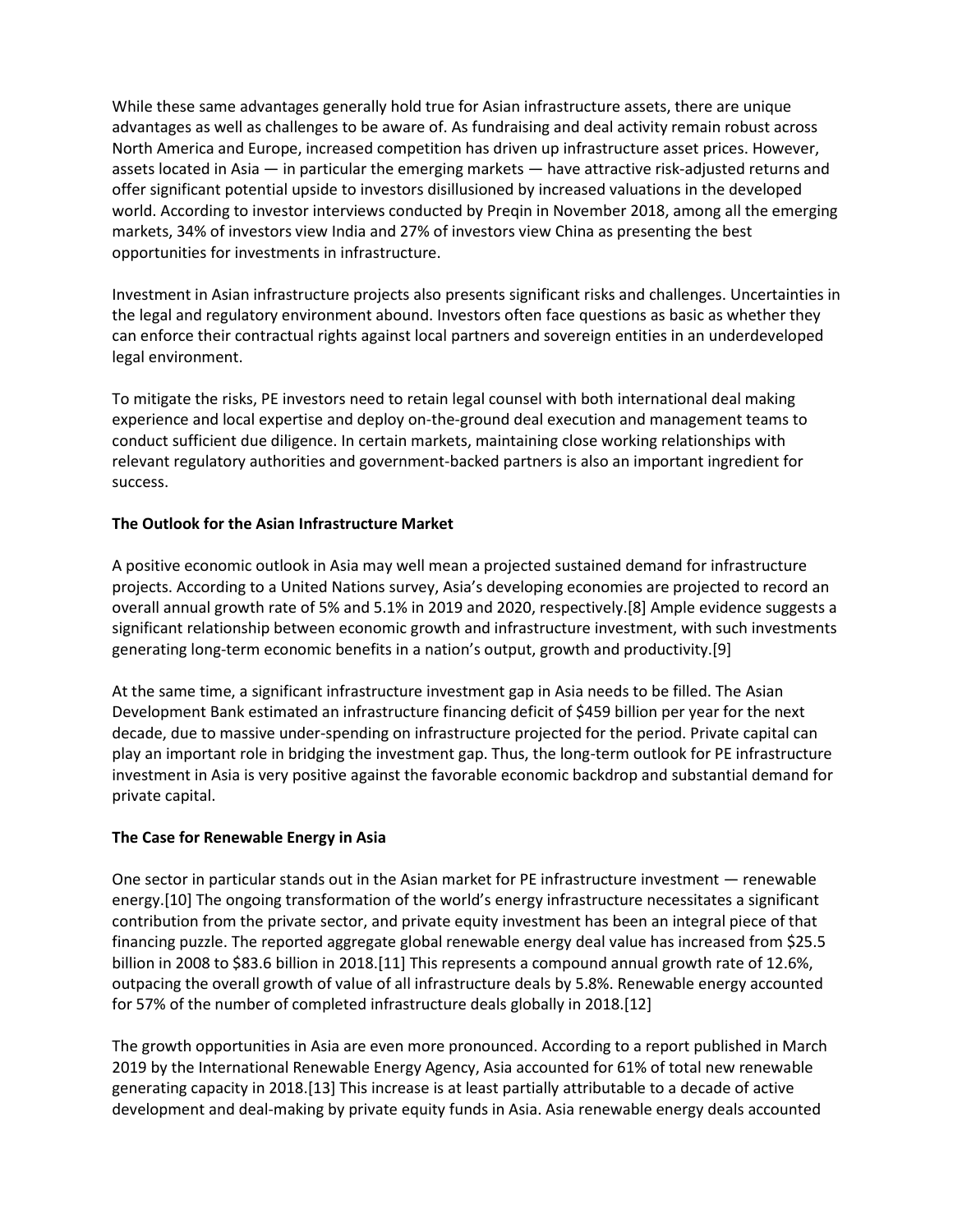While these same advantages generally hold true for Asian infrastructure assets, there are unique advantages as well as challenges to be aware of. As fundraising and deal activity remain robust across North America and Europe, increased competition has driven up infrastructure asset prices. However, assets located in Asia — in particular the emerging markets — have attractive risk-adjusted returns and offer significant potential upside to investors disillusioned by increased valuations in the developed world. According to investor interviews conducted by Preqin in November 2018, among all the emerging markets, 34% of investors view India and 27% of investors view China as presenting the best opportunities for investments in infrastructure.

Investment in Asian infrastructure projects also presents significant risks and challenges. Uncertainties in the legal and regulatory environment abound. Investors often face questions as basic as whether they can enforce their contractual rights against local partners and sovereign entities in an underdeveloped legal environment.

To mitigate the risks, PE investors need to retain legal counsel with both international deal making experience and local expertise and deploy on-the-ground deal execution and management teams to conduct sufficient due diligence. In certain markets, maintaining close working relationships with relevant regulatory authorities and government-backed partners is also an important ingredient for success.

**The Outlook for the Asian Infrastructure Market**

A positive economic outlook in Asia may well mean a projected sustained demand for infrastructure projects. According to a United Nations survey, Asia's developing economies are projected to record an overall annual growth rate of 5% and 5.1% in 2019 and 2020, respectively.[8] Ample evidence suggests a significant relationship between economic growth and infrastructure investment, with such investments generating long-term economic benefits in a nation's output, growth and productivity.[9]

At the same time, a significant infrastructure investment gap in Asia needs to be filled. The Asian Development Bank estimated an infrastructure financing deficit of $459 billion per year for the next decade, due to massive under-spending on infrastructure projected for the period. Private capital can play an important role in bridging the investment gap. Thus, the long-term outlook for PE infrastructure investment in Asia is very positive against the favorable economic backdrop and substantial demand for private capital.

**The Case for Renewable Energy in Asia**

One sector in particular stands out in the Asian market for PE infrastructure investment — renewable energy.[10] The ongoing transformation of the world's energy infrastructure necessitates a significant contribution from the private sector, and private equity investment has been an integral piece of that financing puzzle. The reported aggregate global renewable energy deal value has increased from $25.5 billion in 2008 to $83.6 billion in 2018.[11] This represents a compound annual growth rate of 12.6%, outpacing the overall growth of value of all infrastructure deals by 5.8%. Renewable energy accounted for 57% of the number of completed infrastructure deals globally in 2018.[12]

The growth opportunities in Asia are even more pronounced. According to a report published in March 2019 by the International Renewable Energy Agency, Asia accounted for 61% of total new renewable generating capacity in 2018.[13] This increase is at least partially attributable to a decade of active development and deal-making by private equity funds in Asia. Asia renewable energy deals accounted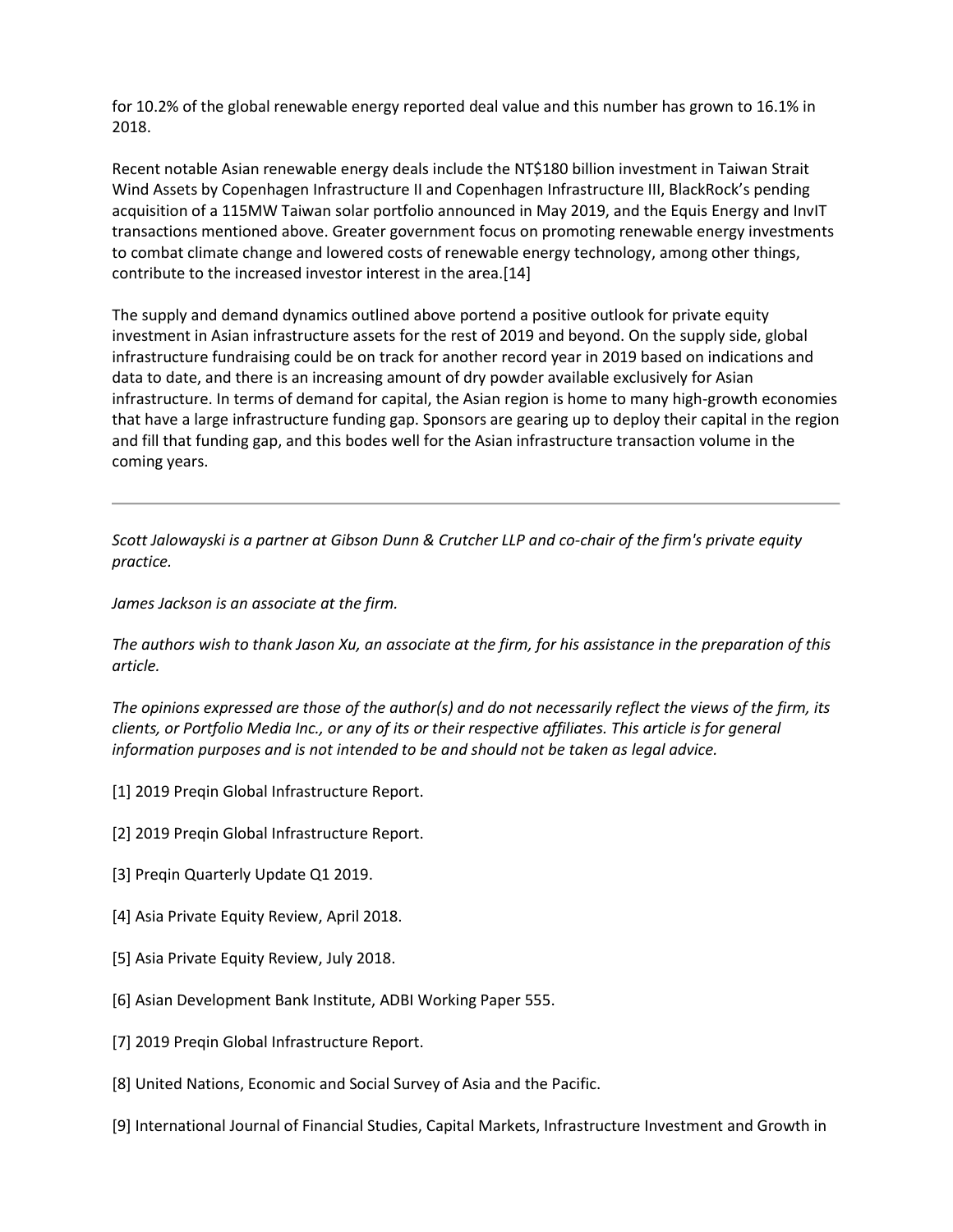for 10.2% of the global renewable energy reported deal value and this number has grown to 16.1% in 2018.

Recent notable Asian renewable energy deals include the NT$180 billion investment in Taiwan Strait Wind Assets by Copenhagen Infrastructure II and Copenhagen Infrastructure III, BlackRock's pending acquisition of a 115MW Taiwan solar portfolio announced in May 2019, and the Equis Energy and InvIT transactions mentioned above. Greater government focus on promoting renewable energy investments to combat climate change and lowered costs of renewable energy technology, among other things, contribute to the increased investor interest in the area.[14]

The supply and demand dynamics outlined above portend a positive outlook for private equity investment in Asian infrastructure assets for the rest of 2019 and beyond. On the supply side, global infrastructure fundraising could be on track for another record year in 2019 based on indications and data to date, and there is an increasing amount of dry powder available exclusively for Asian infrastructure. In terms of demand for capital, the Asian region is home to many high-growth economies that have a large infrastructure funding gap. Sponsors are gearing up to deploy their capital in the region and fill that funding gap, and this bodes well for the Asian infrastructure transaction volume in the coming years.

---

*Scott Jalowayski is a partner at Gibson Dunn & Crutcher LLP and co-chair of the firm's private equity practice.*

*James Jackson is an associate at the firm.*

*The authors wish to thank Jason Xu, an associate at the firm, for his assistance in the preparation of this article.*

*The opinions expressed are those of the author(s) and do not necessarily reflect the views of the firm, its clients, or Portfolio Media Inc., or any of its or their respective affiliates. This article is for general information purposes and is not intended to be and should not be taken as legal advice.*

[1] 2019 Preqin Global Infrastructure Report.

[2] 2019 Preqin Global Infrastructure Report.

[3] Preqin Quarterly Update Q1 2019.

[4] Asia Private Equity Review, April 2018.

[5] Asia Private Equity Review, July 2018.

[6] Asian Development Bank Institute, ADBI Working Paper 555.

[7] 2019 Preqin Global Infrastructure Report.

[8] United Nations, Economic and Social Survey of Asia and the Pacific.

[9] International Journal of Financial Studies, Capital Markets, Infrastructure Investment and Growth in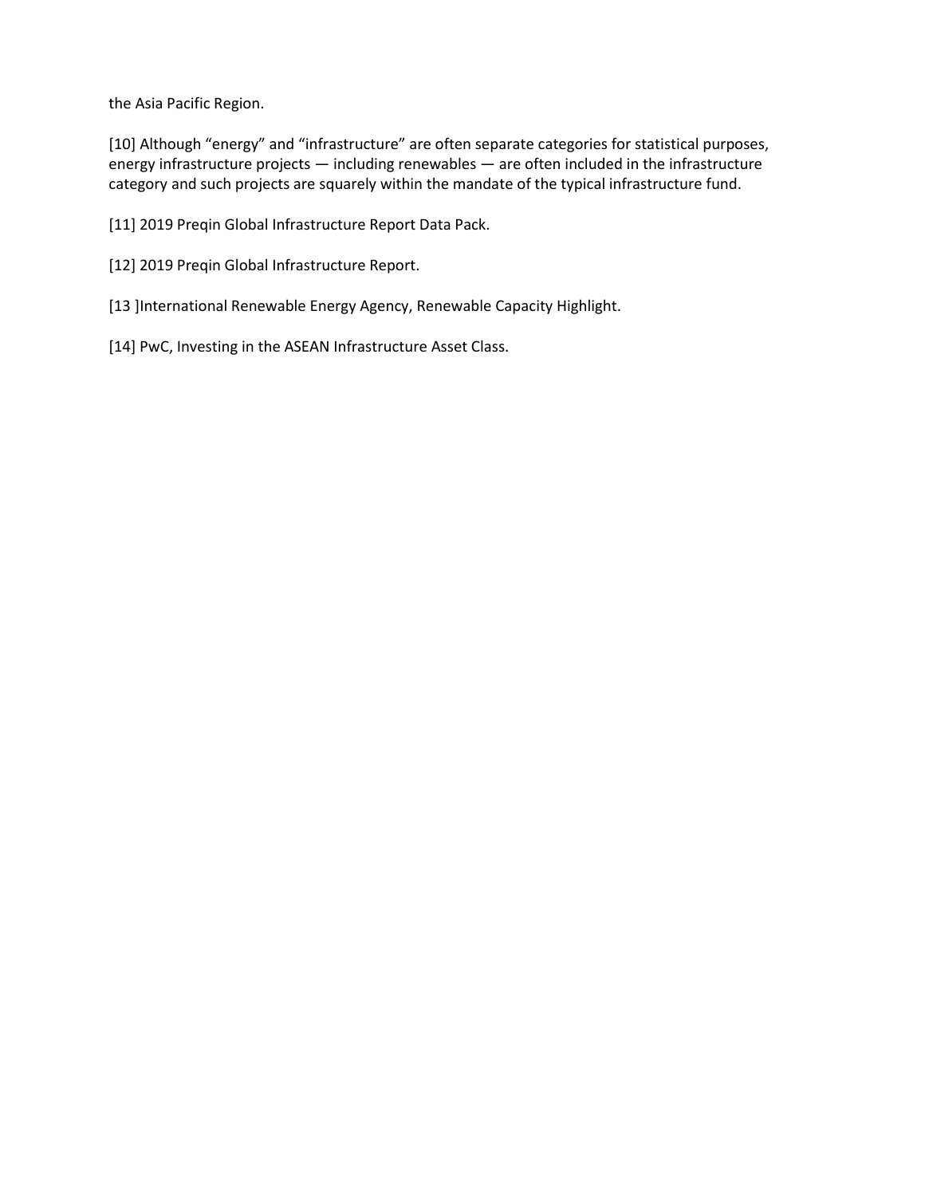the Asia Pacific Region.

[10] Although “energy” and “infrastructure” are often separate categories for statistical purposes, energy infrastructure projects — including renewables — are often included in the infrastructure category and such projects are squarely within the mandate of the typical infrastructure fund.

[11] 2019 Preqin Global Infrastructure Report Data Pack.

[12] 2019 Preqin Global Infrastructure Report.

[13 ]International Renewable Energy Agency, Renewable Capacity Highlight.

[14] PwC, Investing in the ASEAN Infrastructure Asset Class.